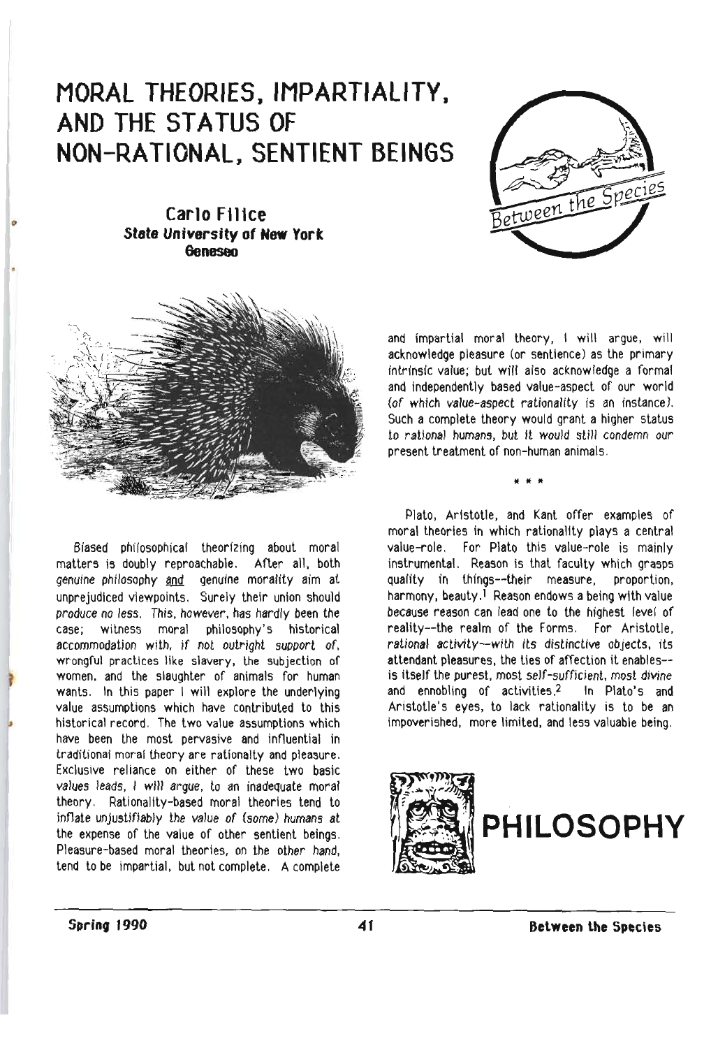# MORAL THEORIES, IMPARTIALITY, AND THE STATUS OF NON-RATIONAL, SENTIENT BEINGS

**Carlo Filice**
**State University of New York Geneseo**

Biased philosophical theorizing about moral matters is doubly reproachable. After all, both *genuine philosophy* and *genuine morality* aim at unprejudiced viewpoints. Surely their union should *produce no less*. This, however, has hardly been the case; witness moral philosophy's historical accommodation with, *if not outright support of*, wrongful practices like slavery, the subjection of women, and the slaughter of animals for human wants. In this paper I will explore the underlying value assumptions which have contributed to this historical record. The two value assumptions which have been the most pervasive and influential in traditional moral theory are rationalty and pleasure. Exclusive reliance on either of these two basic values leads, *I will argue*, to an inadequate moral theory. Rationality-based moral theories tend to inflate unjustifiably the value of (some) humans at the expense of the value of other sentient beings. Pleasure-based moral theories, on the other hand, tend to be impartial, but not complete. A complete and impartial moral theory, I will argue, will acknowledge pleasure (or sentience) as the primary intrinsic value; but will also acknowledge a formal and independently based value-aspect of our world (of which value-aspect rationality is an instance). Such a complete theory would grant a higher status to rational humans, but it would still condemn our present treatment of non-human animals.

\* \* \*

Plato, Aristotle, and Kant offer examples of moral theories in which rationality plays a central value-role. For Plato this value-role is mainly instrumental. Reason is that faculty which grasps quality in things--their measure, proportion, harmony, beauty.[1] Reason endows a being with value because reason can lead one to the highest level of reality--the realm of the Forms. For Aristotle, *rational activity--with its distinctive objects, its attendant pleasures, the ties of affection it enables--* is itself the purest, most *self-sufficient, most divine* and ennobling of activities.[2] In Plato's and Aristotle's eyes, to lack rationality is to be an impoverished, more limited, and less valuable being.

**PHILOSOPHY**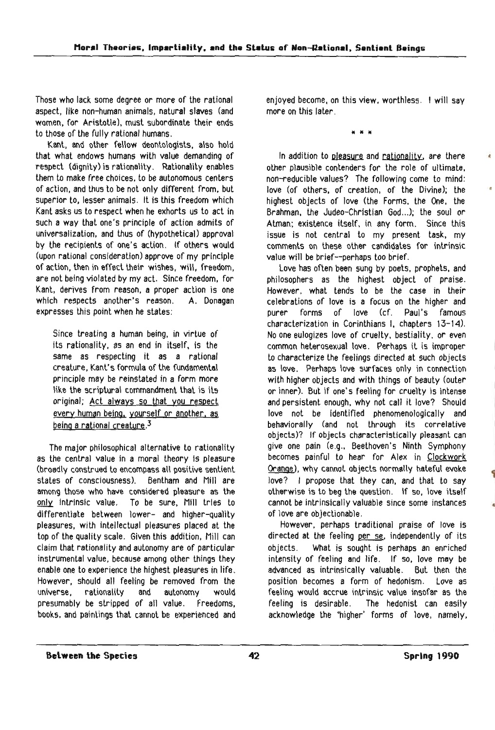Those who lack some degree or more of the rational aspect, like non-human animals, natural slaves (and women, for Aristotle), must subordinate their ends to those of the fully rational humans.

Kant, and other fellow deontologists, also hold that what endows humans with value demanding of respect (dignity) is rationality. Rationality enables them to make free choices, to be autonomous centers of action, and thus to be not only different from, but superior to, lesser animals. It is this freedom which Kant asks us to respect when he exhorts us to act in such a way that one's principle of action admits of universalization, and thus of (hypothetical) approval by the recipients of one's action. If others would (upon rational consideration) approve of my principle of action, then in effect their wishes, will, freedom, are not being violated by my act. Since freedom, for Kant, derives from reason, a proper action is one which respects another's reason. A. Donagan expresses this point when he states:

> Since treating a human being, in virtue of its rationality, as an end in itself, is the same as respecting it as a rational creature, Kant's formula of the fundamental principle may be reinstated in a form more like the scriptural commandment that is its original; Act always so that you respect every human being, yourself or another, as being a rational creature.[3]

The major philosophical alternative to rationality as the central value in a moral theory is pleasure (broadly construed to encompass all positive sentient states of consciousness). Bentham and Mill are among those who have considered pleasure as the only intrinsic value. To be sure, Mill tries to differentiate between lower- and higher-quality pleasures, with intellectual pleasures placed at the top of the quality scale. Given this addition, Mill can claim that rationality and autonomy are of particular instrumental value, because among other things they enable one to experience the highest pleasures in life. However, should all feeling be removed from the universe, rationality and autonomy would presumably be stripped of all value. Freedoms, books, and paintings that cannot be experienced and enjoyed become, on this view, worthless. I will say more on this later.

\* \* \*

In addition to pleasure and rationality, are there other plausible contenders for the role of ultimate, non-reducible values? The following come to mind: love (of others, of creation, of the Divine); the highest objects of love (the Forms, the One, the Brahman, the Judeo-Christian God...); the soul or Atman; existence itself, in any form. Since this issue is not central to my present task, my comments on these other candidates for intrinsic value will be brief--perhaps too brief.

Love has often been sung by poets, prophets, and philosophers as the highest object of praise. However, what tends to be the case in their celebrations of love is a focus on the higher and purer forms of love (cf. Paul's famous characterization in Corinthians I, chapters 13-14). No one eulogizes love of cruelty, bestiality, or even common heterosexual love. Perhaps it is improper to characterize the feelings directed at such objects as love. Perhaps love surfaces only in connection with higher objects and with things of beauty (outer or inner). But if one's feeling for cruelty is intense and persistent enough, why not call it love? Should love not be identified phenomenologically and behaviorally (and not through its correlative objects)? If objects characteristically pleasant can give one pain (e.g., Beethoven's Ninth Symphony becomes painful to hear for Alex in Clockwork Orange), why cannot objects normally hateful evoke love? I propose that they can, and that to say otherwise is to beg the question. If so, love itself cannot be intrinsically valuable since some instances of love are objectionable.

However, perhaps traditional praise of love is directed at the feeling *per se*, independently of its objects. What is sought is perhaps an enriched intensity of feeling and life. If so, love may be advanced as intrinsically valuable. But then the position becomes a form of hedonism. Love as feeling would accrue intrinsic value insofar as the feeling is desirable. The hedonist can easily acknowledge the 'higher' forms of love, namely,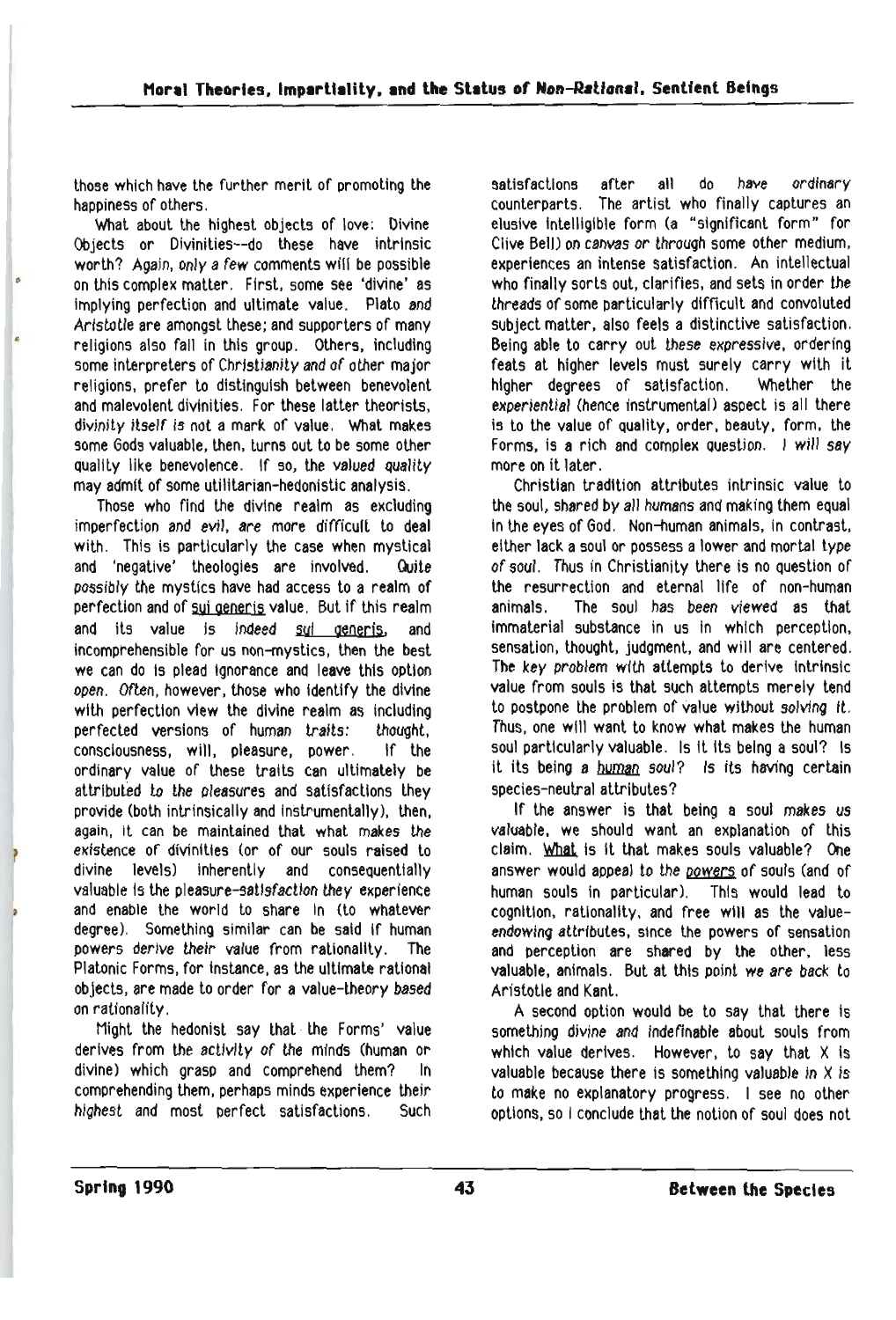those which have the further merit of promoting the happiness of others.

What about the highest objects of love: Divine Objects or Divinities--do these have intrinsic worth? Again, *only a few* comments will be possible on this complex matter. First, some see 'divine' as implying perfection and ultimate value. Plato and Aristotle are amongst these; and supporters of many religions also fall in this group. Others, including some interpreters of Christianity and of other major religions, prefer to distinguish between benevolent and malevolent divinities. For these latter theorists, divinity *itself* is not a mark of value. What makes some Gods valuable, then, turns out to be some other quality like benevolence. If so, the valued *quality* may admit of some utilitarian-hedonistic analysis.

Those who find the divine realm as excluding imperfection and evil, are more difficult to deal with. This is particularly the case when mystical and 'negative' theologies are involved. *Quite possibly* the mystics have had access to a realm of perfection and of sui generis value. But if this realm and its value is *indeed* sui generis, and incomprehensible for us non-mystics, then the best we can do is plead ignorance and leave this option open. *Often*, however, those who identify the divine with perfection view the divine realm as including perfected versions of human *traits*: thought, consciousness, will, pleasure, power. If the ordinary value of these traits can ultimately be attributed to the pleasures and satisfactions they provide (both intrinsically and instrumentally), then, again, it can be maintained that what makes the existence of divinities (or of our souls raised to divine levels) inherently and consequentially valuable is the *pleasure-satisfaction* they experience and enable the world to share in (to whatever degree). Something similar can be said if human powers *derive their* value from rationality. The Platonic Forms, for instance, as the ultimate rational objects, are made to order for a value-theory based on rationality.

Might the hedonist say that the Forms' value derives from the *activity of the* minds (human or divine) which grasp and comprehend them? In comprehending them, perhaps minds experience their *highest* and most perfect satisfactions. Such satisfactions after all do *have ordinary* counterparts. The artist who finally captures an elusive intelligible form (a "significant form" for Clive Bell) on canvas or through some other medium, experiences an intense satisfaction. An intellectual who finally sorts out, clarifies, and sets in order the threads of some particularly difficult and convoluted subject matter, also feels a distinctive satisfaction. Being able to carry out these expressive, ordering feats at higher levels must surely carry with it higher degrees of satisfaction. Whether the *experiential* (hence instrumental) aspect is all there is to the value of quality, order, beauty, form, the Forms, is a rich and complex question. *I will say* more on it later.

Christian tradition attributes intrinsic value to the soul, shared by all humans and making them equal in the eyes of God. Non-human animals, in contrast, either lack a soul or possess a lower and mortal type of soul. Thus in Christianity there is no question of the resurrection and eternal life of non-human animals. The soul has been viewed as that immaterial substance in us in which perception, sensation, thought, judgment, and will are centered. The key problem with attempts to derive intrinsic value from souls is that such attempts merely tend to postpone the problem of value without *solving it*. Thus, one will want to know what makes the human soul particularly valuable. Is it its being a soul? Is it its being a human soul? Is its having certain species-neutral attributes?

If the answer is that being a soul makes us valuable, we should want an explanation of this claim. What is it that makes souls valuable? One answer would appeal to the powers of souls (and of human souls in particular). This would lead to cognition, rationality, and free will as the value-endowing attributes, since the powers of sensation and perception are shared by the other, less valuable, animals. But at this point we are back to Aristotle and Kant.

A second option would be to say that there is something divine and indefinable about souls from which value derives. However, to say that X is valuable because there is something valuable *in* X is to make no explanatory progress. I see no other options, so I conclude that the notion of soul does not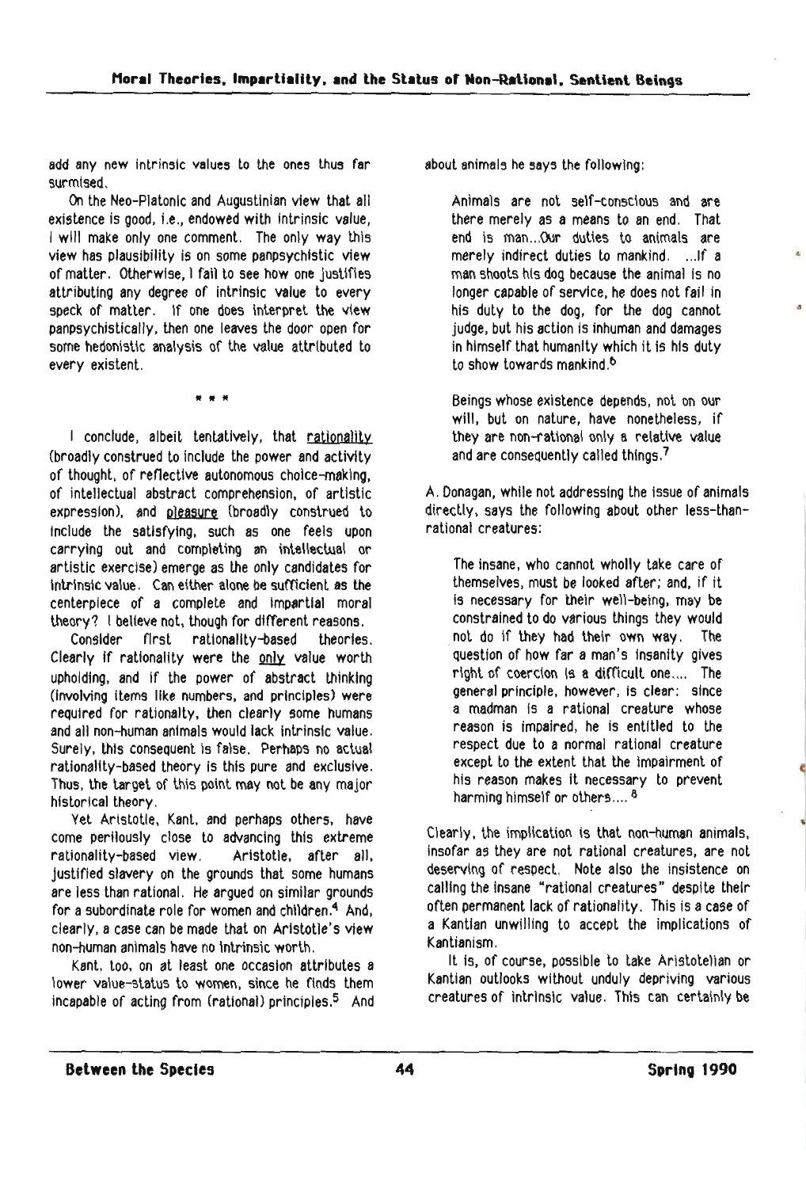add any new intrinsic values to the ones thus far surmised.

On the Neo-Platonic and Augustinian view that all existence is good, i.e., endowed with intrinsic value, I will make only one comment. The only way this view has plausibility is on some panpsychistic view of matter. Otherwise, I fail to see how one justifies attributing any degree of intrinsic value to every speck of matter. If one does interpret the view panpsychistically, then one leaves the door open for some hedonistic analysis of the value attributed to every existent.

\* \* \*

I conclude, albeit tentatively, that rationality (broadly construed to include the power and activity of thought, of reflective autonomous choice-making, of intellectual abstract comprehension, of artistic expression), and pleasure (broadly construed to include the satisfying, such as one feels upon carrying out and completing an intellectual or artistic exercise) emerge as the only candidates for intrinsic value. Can either alone be sufficient as the centerpiece of a complete and impartial moral theory? I believe not, though for different reasons.

Consider first rationality-based theories. Clearly if rationality were the only value worth upholding, and if the power of abstract thinking (involving items like numbers, and principles) were required for rationality, then clearly some humans and all non-human animals would lack intrinsic value. Surely, this consequent is false. Perhaps no actual rationality-based theory is this pure and exclusive. Thus, the target of this point may not be any major historical theory.

Yet Aristotle, Kant, and perhaps others, have come perilously close to advancing this extreme rationality-based view. Aristotle, after all, justified slavery on the grounds that some humans are less than rational. He argued on similar grounds for a subordinate role for women and children.[4] And, clearly, a case can be made that on Aristotle's view non-human animals have no intrinsic worth.

Kant, too, on at least one occasion attributes a lower value-status to women, since he finds them incapable of acting from (rational) principles.[5] And about animals he says the following:

> Animals are not self-conscious and are there merely as a means to an end. That end is man...Our duties to animals are merely indirect duties to mankind. ...If a man shoots his dog because the animal is no longer capable of service, he does not fail in his duty to the dog, for the dog cannot judge, but his action is inhuman and damages in himself that humanity which it is his duty to show towards mankind.[6]

> Beings whose existence depends, not on our will, but on nature, have nonetheless, if they are non-rational only a relative value and are consequently called things.[7]

A. Donagan, while not addressing the issue of animals directly, says the following about other less-than-rational creatures:

> The insane, who cannot wholly take care of themselves, must be looked after; and, if it is necessary for their well-being, may be constrained to do various things they would not do if they had their own way. The question of how far a man's insanity gives right of coercion is a difficult one.... The general principle, however, is clear: since a madman is a rational creature whose reason is impaired, he is entitled to the respect due to a normal rational creature except to the extent that the impairment of his reason makes it necessary to prevent harming himself or others....[8]

Clearly, the implication is that non-human animals, insofar as they are not rational creatures, are not deserving of respect. Note also the insistence on calling the insane "rational creatures" despite their often permanent lack of rationality. This is a case of a Kantian unwilling to accept the implications of Kantianism.

It is, of course, possible to take Aristotelian or Kantian outlooks without unduly depriving various creatures of intrinsic value. This can certainly be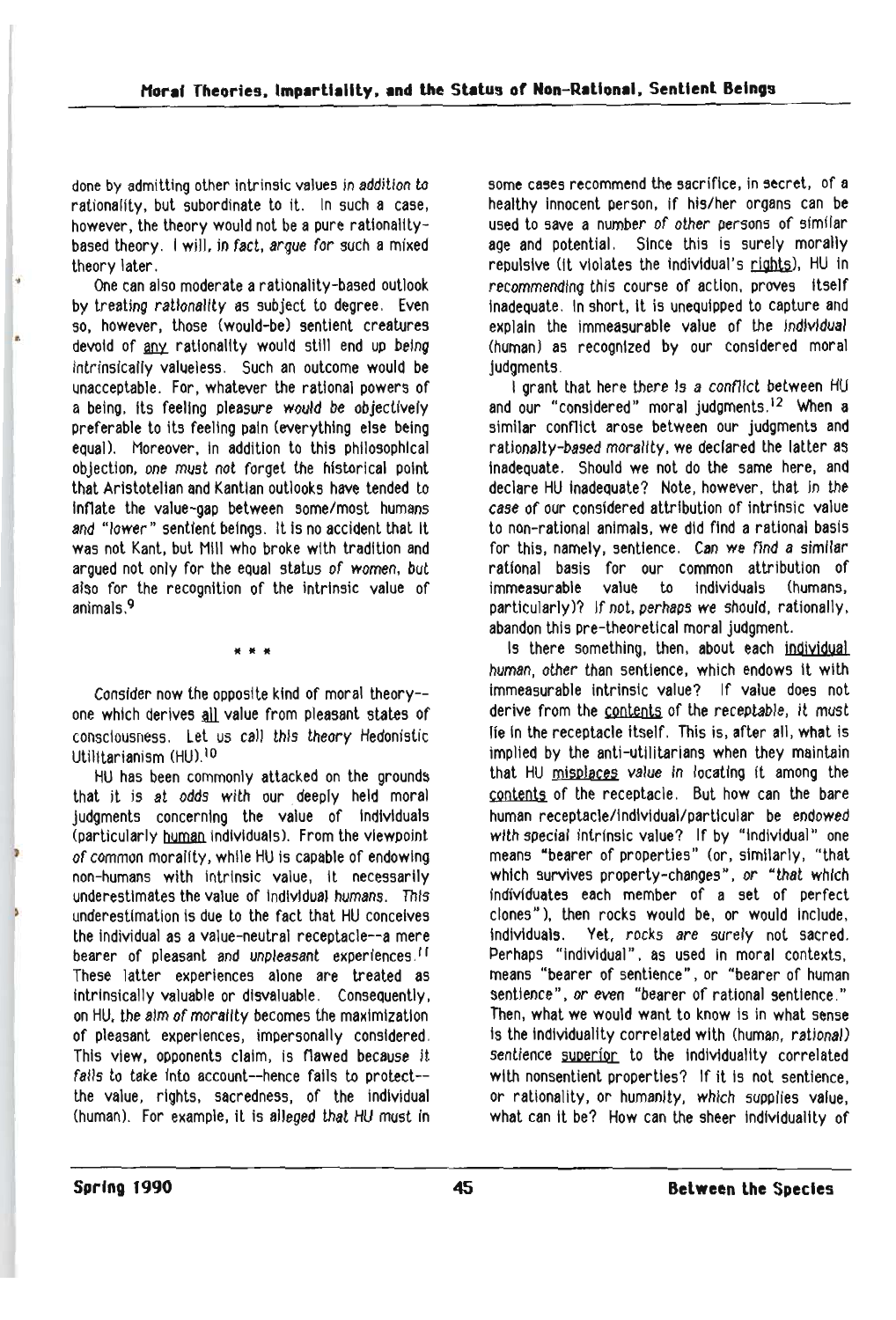done by admitting other intrinsic values *in addition to* rationality, but subordinate to it. In such a case, however, the theory would not be a pure rationality-based theory. I will, in *fact, argue for* such a mixed theory later.

One can also moderate a rationality-based outlook by treating *rationality* as subject to degree. Even so, however, those (would-be) sentient creatures devoid of any rationality would still end up *being* intrinsically valueless. Such an outcome would be unacceptable. For, whatever the rational powers of a being, its feeling pleasure *would be objectively* preferable to its feeling pain (everything else being equal). Moreover, in addition to this philosophical objection, one *must not* forget the historical point that Aristotelian and Kantian outlooks have tended to inflate the value-gap between some/most humans and "*lower*" sentient beings. It is no accident that it was not Kant, but Mill who broke with tradition and argued not only for the equal status of women, but also for the recognition of the intrinsic value of animals.[9]

\* \* \*

Consider now the opposite kind of moral theory--one which derives all value from pleasant states of consciousness. Let us call this theory Hedonistic Utilitarianism (HU).[10]

HU has been commonly attacked on the grounds that it is at odds with our deeply held moral judgments concerning the value of individuals (particularly human individuals). From the viewpoint of common morality, while HU is capable of endowing non-humans with intrinsic value, it necessarily underestimates the value of individual *humans*. This underestimation is due to the fact that HU conceives the individual as a value-neutral receptacle--a mere bearer of pleasant and unpleasant experiences.[11] These latter experiences alone are treated as intrinsically valuable or disvaluable. Consequently, on HU, the *aim of morality* becomes the maximization of pleasant experiences, impersonally considered. This view, opponents claim, is flawed because *it fails* to take into account--hence fails to protect--the value, rights, sacredness, of the individual (human). For example, it is alleged that HU must in some cases recommend the sacrifice, in secret, of a healthy innocent person, if his/her organs can be used to save a number of *other* persons of similar age and potential. Since this is surely morally repulsive (it violates the individual's rights), HU in *recommending* this course of action, proves itself inadequate. In short, it is unequipped to capture and explain the immeasurable value of the *individual* (human) as recognized by our considered moral judgments.

I grant that here there *is a conflict* between HU and our "considered" moral judgments.[12] When a similar conflict arose between our judgments and *rationality-based morality*, we declared the latter as inadequate. Should we not do the same here, and declare HU inadequate? Note, however, that in the case of our considered attribution of intrinsic value to non-rational animals, we did find a rational basis for this, namely, sentience. *Can we find a similar* rational basis for our common attribution of immeasurable value to individuals (humans, particularly)? *If not, perhaps* we should, rationally, abandon this pre-theoretical moral judgment.

Is there something, then, about each individual *human, other* than sentience, which endows it with immeasurable intrinsic value? If value does not derive from the contents of the *receptable*, it *must* lie in the receptacle itself. This is, after all, what is implied by the anti-utilitarians when they maintain that HU misplaces *value in* locating it among the contents of the receptacle. But how can the bare human receptacle/individual/particular be *endowed with special* intrinsic value? If by "individual" one means "bearer of properties" (or, similarly, "that which survives property-changes", *or "that* which individuates each member of a set of perfect clones"), then rocks would be, or would include, individuals. Yet, *rocks are surely* not sacred. Perhaps "individual", as used in moral contexts, means "bearer of sentience", or "bearer of human sentience", *or even* "bearer of rational sentience." Then, what we would want to know is in what sense is the individuality correlated with (human, *rational)* sentience superior to the individuality correlated with nonsentient properties? If it is not sentience, or rationality, or humanity, *which* supplies value, what can it be? How can the sheer individuality of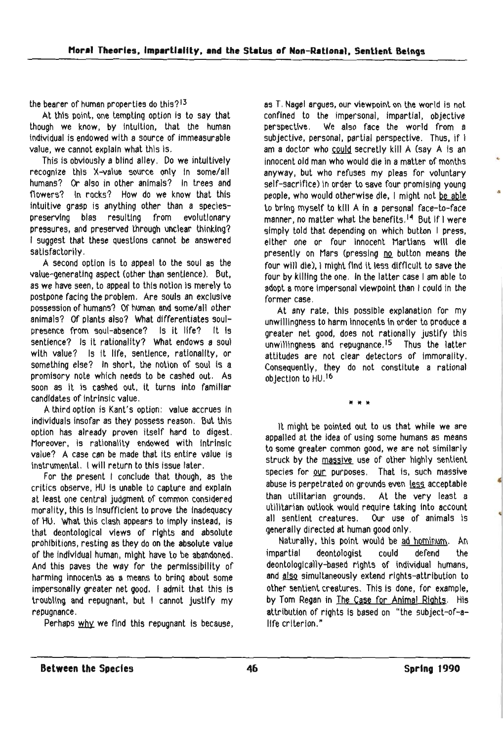the bearer of human properties do this?[13]

At this point, one tempting option is to say that though we know, by intuition, that the human individual is endowed with a source of immeasurable value, we cannot explain what this is.

This is obviously a blind alley. Do we intuitively recognize this X-value source only in some/all humans? Or also in other animals? In trees and flowers? In rocks? How do we know that this intuitive grasp is anything other than a species-preserving bias resulting from evolutionary pressures, and preserved through unclear thinking? I suggest that these questions cannot be answered satisfactorily.

A second option is to appeal to the soul as the value-generating aspect (other than sentience). But, as we have seen, to appeal to this notion is merely to postpone facing the problem. Are souls an exclusive possession of humans? Of human and some/all other animals? Of plants also? What differentiates soul-presence from soul-absence? Is it life? It is sentience? Is it rationality? What endows a soul with value? Is it life, sentience, rationality, or something else? In short, the notion of soul is a promisory note which needs to be cashed out. As soon as it is cashed out, it turns into familiar candidates of intrinsic value.

A third option is Kant's option: value accrues in individuals insofar as they possess reason. But this option has already proven itself hard to digest. Moreover, is rationality endowed with intrinsic value? A case can be made that its entire value is instrumental. I will return to this issue later.

For the present I conclude that though, as the critics observe, HU is unable to capture and explain at least one central judgment of common considered morality, this is insufficient to prove the inadequacy of HU. What this clash appears to imply instead, is that deontological views of rights and absolute prohibitions, resting as they do on the absolute value of the individual human, might have to be abandoned. And this paves the way for the permissibility of harming innocents as a means to bring about some impersonally greater net good. I admit that this is troubling and repugnant, but I cannot justify my repugnance.

Perhaps <u>why</u> we find this repugnant is because, as T. Nagel argues, our viewpoint on the world is not confined to the impersonal, impartial, objective perspective. We also face the world from a subjective, personal, partial perspective. Thus, if I am a doctor who <u>could</u> secretly kill A (say A is an innocent old man who would die in a matter of months anyway, but who refuses my pleas for voluntary self-sacrifice) in order to save four promising young people, who would otherwise die, I might not <u>be able</u> to bring myself to kill A in a personal face-to-face manner, no matter what the benefits.[14] But if I were simply told that depending on which button I press, either one or four innocent Martians will die presently on Mars (pressing <u>no</u> button means the four will die), I might find it less difficult to save the four by killing the one. In the latter case I am able to adopt a more impersonal viewpoint than I could in the former case.

At any rate, this possible explanation for my unwillingness to harm innocents in order to produce a greater net good, does not rationally justify this unwillingness and repugnance.[15] Thus the latter attitudes are not clear detectors of immorality. Consequently, they do not constitute a rational objection to HU.[16]

\* \* \*

It might be pointed out to us that while we are appalled at the idea of using some humans as means to some greater common good, we are not similarly struck by the <u>massive</u> use of other highly sentient species for <u>our</u> purposes. That is, such massive abuse is perpetrated on grounds even <u>less</u> acceptable than utilitarian grounds. At the very least a utilitarian outlook would require taking into account all sentient creatures. Our use of animals is generally directed at human good only.

Naturally, this point would be <u>ad hominum</u>. An impartial deontologist could defend the deontologically-based rights of individual humans, and <u>also</u> simultaneously extend rights-attribution to other sentient creatures. This is done, for example, by Tom Regan in <u>The Case for Animal Rights</u>. His attribution of rights is based on "the subject-of-a-life criterion."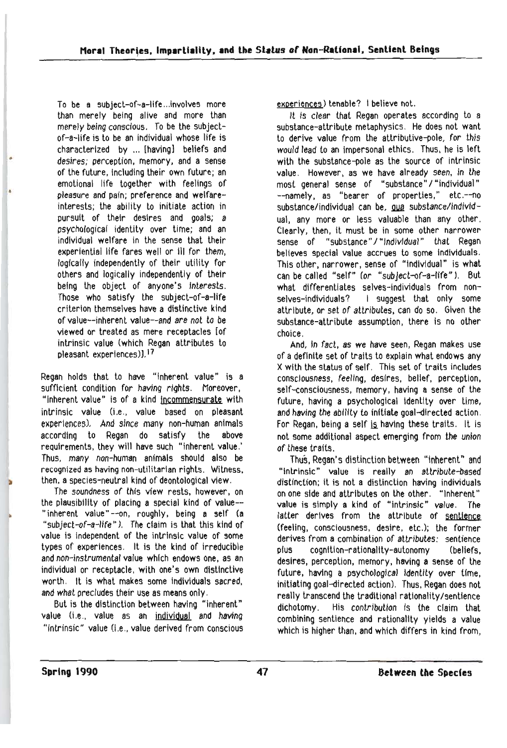> To be a subject-of-a-life...involves more than merely being alive and more than merely *being* conscious. To be the subject-of-a-life is to be an individual whose life is characterized by ... [having] beliefs and desires; perception, memory, and a sense of the future, including their own future; an emotional life together with feelings of pleasure and pain; preference and welfare-interests; the ability to initiate action in pursuit of their desires and goals; a psychological identity over time; and an individual welfare in the sense that their experiential life fares well or ill for *them*, logically independently of their utility for others and logically independently of their being the object of anyone's *interests*. Those who satisfy the subject-of-a-life criterion themselves have a distinctive kind of value--inherent value--*and are not to be viewed or treated as mere receptacles* [of intrinsic value (which Regan attributes to pleasant experiences)].[17]

Regan holds that to have "inherent value" is a sufficient condition for *having rights*. Moreover, "inherent value" is of a kind incommensurate with intrinsic value (i.e., value based on pleasant experiences). And since many non-human animals according to Regan do satisfy the above requirements, they will have such "inherent value." Thus, many non-human animals should also be recognized as having non-utilitarian rights. Witness, then, a species-neutral kind of deontological view.

The soundness of this view rests, however, on the plausibility of placing a special kind of value--"inherent value"--on, roughly, being a self (a "subject-of-a-life"). The claim is that this kind of value is independent of the intrinsic value of some types of experiences. It is the kind of irreducible and non-instrumental value which endows one, as an individual or receptacle, with one's own distinctive worth. It is what makes some individuals sacred, and what precludes their use as means only.

But is the distinction between having "inherent" value (i.e., value as an individual and having "intrinsic" value (i.e., value derived from conscious experiences) tenable? I believe not.

It is clear that Regan operates according to a substance-attribute metaphysics. He does not want to derive value from the attributive-pole, for this would lead to an impersonal ethics. Thus, he is left with the substance-pole as the source of intrinsic value. However, as we have already seen, in the most general sense of "substance"/"individual" --namely, as "bearer of properties," etc.--no substance/individual can be, qua substance/individual, any more or less valuable than any other. Clearly, then, it must be in some other narrower sense of "substance"/"individual" that Regan believes special value accrues to some individuals. This other, narrower, sense of "individual" is what can be called "self" (or "subject-of-a-life"). But what differentiates selves-individuals from non-selves-individuals? I suggest that only some attribute, or set of attributes, can do so. Given the substance-attribute assumption, there is no other choice.

And, in fact, as we have seen, Regan makes use of a definite set of traits to explain what endows any X with the status of self. This set of traits includes consciousness, feeling, desires, belief, perception, self-consciousness, memory, having a sense of the future, having a psychological identity over time, and having the ability to initiate goal-directed action. For Regan, being a self is having these traits. It is not some additional aspect emerging from the union of these traits.

Thus, Regan's distinction between "inherent" and "intrinsic" value is really an attribute-based distinction; it is not a distinction having individuals on one side and attributes on the other. "Inherent" value is simply a kind of "intrinsic" value. The latter derives from the attribute of sentience (feeling, consciousness, desire, etc.); the former derives from a combination of attributes: sentience plus cognition-rationality-autonomy (beliefs, desires, perception, memory, having a sense of the future, having a psychological identity over time, initiating goal-directed action). Thus, Regan does not really transcend the traditional rationality/sentience dichotomy. His contribution is the claim that combining sentience and rationality yields a value which is higher than, and which differs in kind from,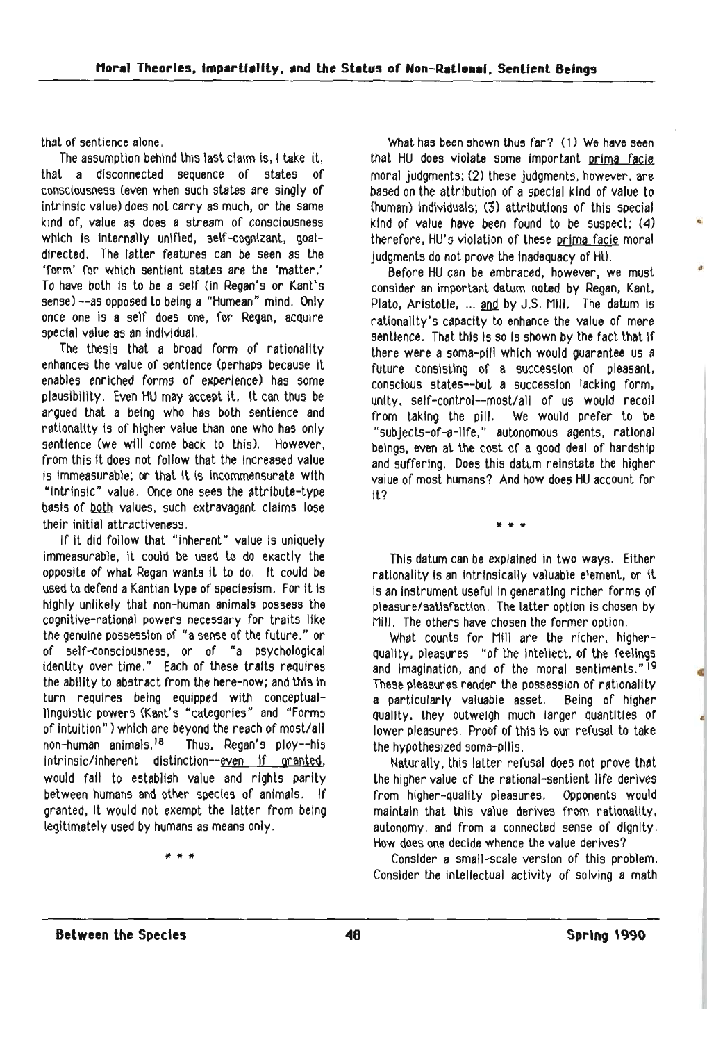that of sentience alone.

The assumption behind this last claim is, I take it, that a disconnected sequence of states of consciousness (even when such states are singly of intrinsic value) does not carry as much, or the same kind of, value as does a stream of consciousness which is internally unified, self-cognizant, goal-directed. The latter features can be seen as the 'form' for which sentient states are the 'matter.' To have both is to be a self (in Regan's or Kant's sense) --as opposed to being a "Humean" mind. Only once one is a self does one, for Regan, acquire special value as an individual.

The thesis that a broad form of rationality enhances the value of sentience (perhaps because it enables enriched forms of experience) has some plausibility. Even HU may accept it. It can thus be argued that a being who has both sentience and rationality is of higher value than one who has only sentience (we will come back to this). However, from this it does not follow that the increased value is immeasurable; or that it is incommensurate with "intrinsic" value. Once one sees the attribute-type basis of <u>both</u> values, such extravagant claims lose their initial attractiveness.

If it did follow that "inherent" value is uniquely immeasurable, it could be used to do exactly the opposite of what Regan wants it to do. It could be used to defend a Kantian type of speciesism. For it is highly unlikely that non-human animals possess the cognitive-rational powers necessary for traits like the genuine possession of "a sense of the future," or of self-consciousness, or of "a psychological identity over time." Each of these traits requires the ability to abstract from the here-now; and this in turn requires being equipped with conceptual-linguistic powers (Kant's "categories" and "Forms of intuition") which are beyond the reach of most/all non-human animals.[18] Thus, Regan's ploy--his intrinsic/inherent distinction--<u>even if granted</u>, would fail to establish value and rights parity between humans and other species of animals. If granted, it would not exempt the latter from being legitimately used by humans as means only.

\* \* \*

What has been shown thus far? (1) We have seen that HU does violate some important <u>prima facie</u> moral judgments; (2) these judgments, however, are based on the attribution of a special kind of value to (human) individuals; (3) attributions of this special kind of value have been found to be suspect; (4) therefore, HU's violation of these <u>prima facie</u> moral judgments do not prove the inadequacy of HU.

Before HU can be embraced, however, we must consider an important datum noted by Regan, Kant, Plato, Aristotle, ... <u>and</u> by J.S. Mill. The datum is rationality's capacity to enhance the value of mere sentience. That this is so is shown by the fact that if there were a soma-pill which would guarantee us a future consisting of a succession of pleasant, conscious states--but a succession lacking form, unity, self-control--most/all of us would recoil from taking the pill. We would prefer to be "subjects-of-a-life," autonomous agents, rational beings, even at the cost of a good deal of hardship and suffering. Does this datum reinstate the higher value of most humans? And how does HU account for it?

\* \* \*

This datum can be explained in two ways. Either rationality is an intrinsically valuable element, or it is an instrument useful in generating richer forms of pleasure/satisfaction. The latter option is chosen by Mill. The others have chosen the former option.

What counts for Mill are the richer, higher-quality, pleasures "of the intellect, of the feelings and imagination, and of the moral sentiments."[19] These pleasures render the possession of rationality a particularly valuable asset. Being of higher quality, they outweigh much larger quantities of lower pleasures. Proof of this is our refusal to take the hypothesized soma-pills.

Naturally, this latter refusal does not prove that the higher value of the rational-sentient life derives from higher-quality pleasures. Opponents would maintain that this value derives from rationality, autonomy, and from a connected sense of dignity. How does one decide whence the value derives?

Consider a small-scale version of this problem. Consider the intellectual activity of solving a math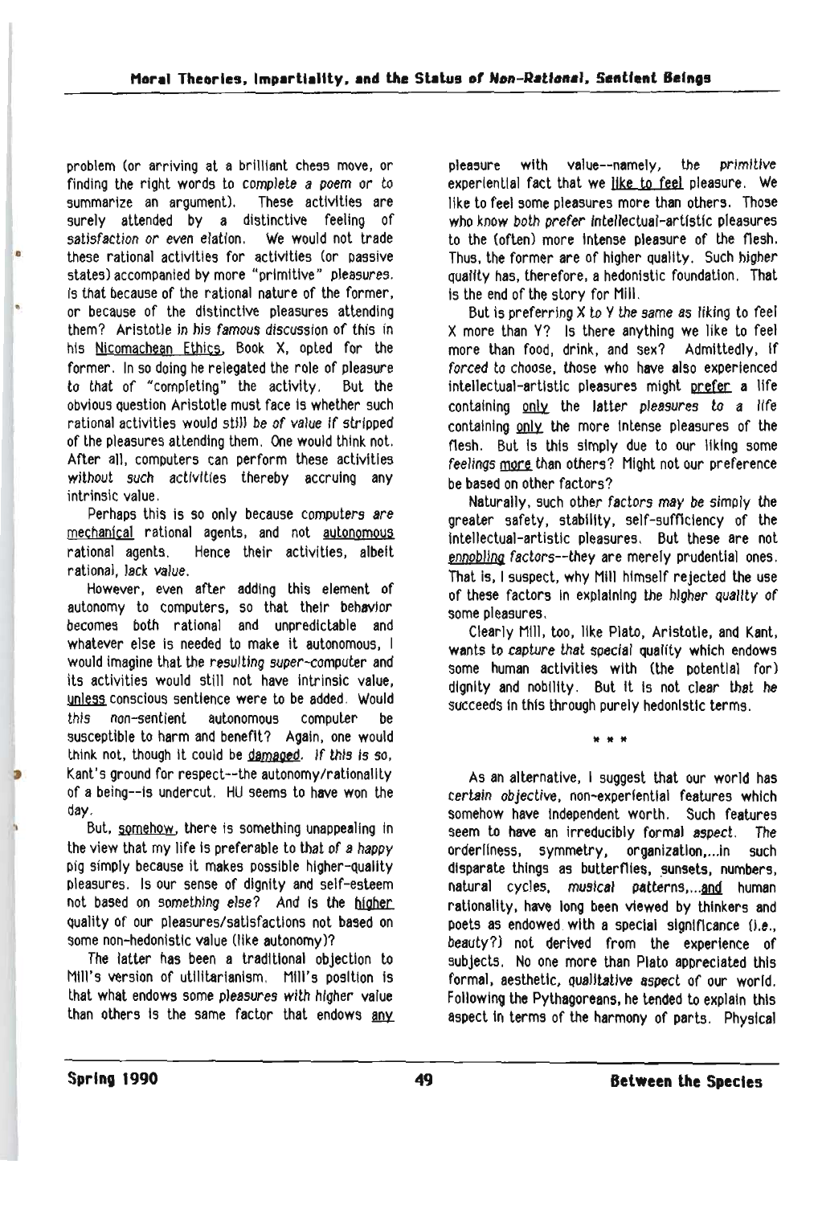problem (or arriving at a brilliant chess move, or finding the right words to complete a poem or to summarize an argument). These activities are surely attended by a distinctive feeling of satisfaction or even elation. We would not trade these rational activities for activities (or passive states) accompanied by more "primitive" pleasures. Is that because of the rational nature of the former, or because of the distinctive pleasures attending them? Aristotle in his famous discussion of this in his Nicomachean Ethics, Book X, opted for the former. In so doing he relegated the role of pleasure to that of "completing" the activity. But the obvious question Aristotle must face is whether such rational activities would still be of value if stripped of the pleasures attending them. One would think not. After all, computers can perform these activities without such activities thereby accruing any intrinsic value.

Perhaps this is so only because computers are mechanical rational agents, and not autonomous rational agents. Hence their activities, albeit rational, lack value.

However, even after adding this element of autonomy to computers, so that their behavior becomes both rational and unpredictable and whatever else is needed to make it autonomous, I would imagine that the resulting super-computer and its activities would still not have intrinsic value, unless conscious sentience were to be added. Would this non-sentient autonomous computer be susceptible to harm and benefit? Again, one would think not, though it could be damaged. If this is so, Kant's ground for respect--the autonomy/rationality of a being--is undercut. HU seems to have won the day.

But, somehow, there is something unappealing in the view that my life is preferable to that of a happy pig simply because it makes possible higher-quality pleasures. Is our sense of dignity and self-esteem not based on something else? And is the higher quality of our pleasures/satisfactions not based on some non-hedonistic value (like autonomy)?

The latter has been a traditional objection to Mill's version of utilitarianism. Mill's position is that what endows some pleasures with higher value than others is the same factor that endows any pleasure with value--namely, the primitive experiential fact that we like to feel pleasure. We like to feel some pleasures more than others. Those who know both prefer intellectual-artistic pleasures to the (often) more intense pleasure of the flesh. Thus, the former are of higher quality. Such higher quality has, therefore, a hedonistic foundation. That is the end of the story for Mill.

But is preferring X to Y the same as liking to feel X more than Y? Is there anything we like to feel more than food, drink, and sex? Admittedly, if forced to choose, those who have also experienced intellectual-artistic pleasures might prefer a life containing only the latter pleasures to a life containing only the more intense pleasures of the flesh. But is this simply due to our liking some feelings more than others? Might not our preference be based on other factors?

Naturally, such other factors may be simply the greater safety, stability, self-sufficiency of the intellectual-artistic pleasures. But these are not ennobling factors--they are merely prudential ones. That is, I suspect, why Mill himself rejected the use of these factors in explaining the higher quality of some pleasures.

Clearly Mill, too, like Plato, Aristotle, and Kant, wants to capture that special quality which endows some human activities with (the potential for) dignity and nobility. But it is not clear that he succeeds in this through purely hedonistic terms.

\* \* \*

As an alternative, I suggest that our world has certain objective, non-experiential features which somehow have independent worth. Such features seem to have an irreducibly formal aspect. The orderliness, symmetry, organization,...in such disparate things as butterflies, sunsets, numbers, natural cycles, musical patterns,...and human rationality, have long been viewed by thinkers and poets as endowed with a special significance (i.e., beauty?) not derived from the experience of subjects. No one more than Plato appreciated this formal, aesthetic, qualitative aspect of our world. Following the Pythagoreans, he tended to explain this aspect in terms of the harmony of parts. Physical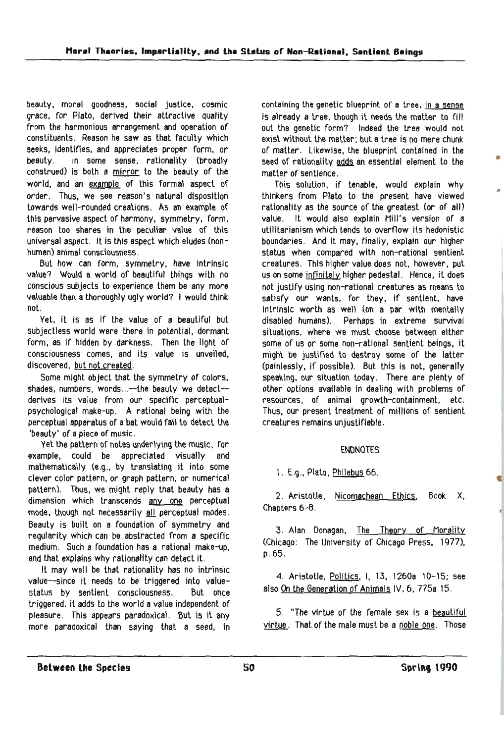beauty, moral goodness, social justice, cosmic grace, for Plato, derived their attractive quality from the harmonious arrangement and operation of constituents. Reason he saw as that faculty which seeks, identifies, and appreciates proper form, or beauty. In some sense, rationality (broadly construed) is both a mirror to the beauty of the world, and an example of this formal aspect of order. Thus, we see reason's natural disposition towards well-rounded creations. As an example of this pervasive aspect of harmony, symmetry, form, reason too shares in the peculiar value of this universal aspect. It is this aspect which eludes (non-human) animal consciousness.

But how can form, symmetry, have intrinsic value? Would a world of beautiful things with no conscious subjects to experience them be any more valuable than a thoroughly ugly world? I would think not.

Yet, it is as if the value of a beautiful but subjectless world were there in potential, dormant form, as if hidden by darkness. Then the light of consciousness comes, and its value is unveiled, discovered, but not created.

Some might object that the symmetry of colors, shades, numbers, words...--the beauty we detect--derives its value from our specific perceptual-psychological make-up. A rational being with the perceptual apparatus of a bat would fail to detect the 'beauty' of a piece of music.

Yet the pattern of notes underlying the music, for example, could be appreciated visually and mathematically (e.g., by translating it into some clever color pattern, or graph pattern, or numerical pattern). Thus, we might reply that beauty has a dimension which transcends any one perceptual mode, though not necessarily all perceptual modes. Beauty is built on a foundation of symmetry and regularity which can be abstracted from a specific medium. Such a foundation has a rational make-up, and that explains why rationality can detect it.

It may well be that rationality has no intrinsic value--since it needs to be triggered into value-status by sentient consciousness. But once triggered, it adds to the world a value independent of pleasure. This appears paradoxical. But is it any more paradoxical than saying that a seed, in containing the genetic blueprint of a tree, in a sense is already a tree, though it needs the matter to fill out the genetic form? Indeed the tree would not exist without the matter; but a tree is no mere chunk of matter. Likewise, the blueprint contained in the seed of rationality adds an essential element to the matter of sentience.

This solution, if tenable, would explain why thinkers from Plato to the present have viewed rationality as the source of the greatest (or of all) value. It would also explain Mill's version of a utilitarianism which tends to overflow its hedonistic boundaries. And it may, finally, explain our higher status when compared with non-rational sentient creatures. This higher value does not, however, put us on some infinitely higher pedestal. Hence, it does not justify using non-rational creatures as means to satisfy our wants, for they, if sentient, have intrinsic worth as well (on a par with mentally disabled humans). Perhaps in extreme survival situations, where we must choose between either some of us or some non-rational sentient beings, it might be justified to destroy some of the latter (painlessly, if possible). But this is not, generally speaking, our situation today. There are plenty of other options available in dealing with problems of resources, of animal growth-containment, etc. Thus, our present treatment of millions of sentient creatures remains unjustifiable.

## ENDNOTES

1. E.g., Plato, Philebus 66.

2. Aristotle, Nicomachean Ethics, Book X, Chapters 6-8.

3. Alan Donagan, The Theory of Morality (Chicago: The University of Chicago Press, 1977), p. 65.

4. Aristotle, Politics, I, 13, 1260a 10-15; see also On the Generation of Animals IV, 6, 775a 15.

5. "The virtue of the female sex is a beautiful virtue. That of the male must be a noble one. Those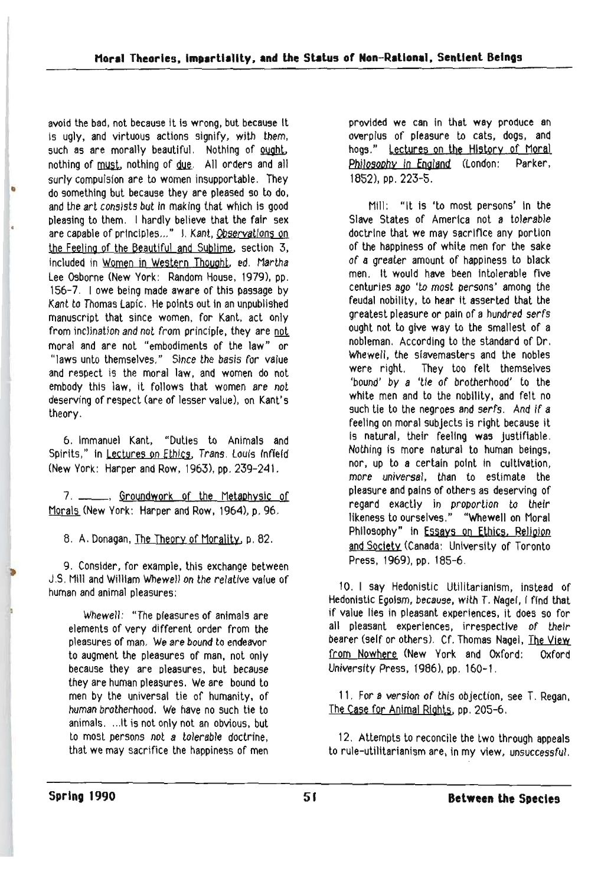avoid the bad, not because it is wrong, but because it is ugly, and virtuous actions signify, with *them*, such as are morally beautiful. Nothing of ought, nothing of must, nothing of due. All orders and all surly compulsion are to women insupportable. They do something but because they are pleased so to do, and the *art consists but* in making that which is good pleasing to them. I hardly believe that the fair sex are capable of principles..." I. Kant, Observations on the Feeling of the Beautiful and Sublime, section 3, included in Women in Western Thought, ed. Martha Lee Osborne (New York: Random House, 1979), pp. 156-7. I owe being made aware of this passage by Kant to Thomas Lapic. He points out in an unpublished manuscript that since women, for Kant, act only from *inclination and not from* principle, they are not moral and are not "embodiments of the law" or "laws unto themselves." *Since the basis* for value and respect is the moral law, and women do not embody this law, it follows that women *are not* deserving of respect (are of lesser value), on Kant's theory.

6. Immanuel Kant, "Duties to Animals and Spirits," in Lectures on Ethics, Trans. Louis Infield (New York: Harper and Row, 1963), pp. 239-241.

7. ______, Groundwork of the Metaphysic of Morals (New York: Harper and Row, 1964), p. 96.

8. A. Donagan, The Theory of Morality, p. 82.

9. Consider, for example, this exchange between J.S. Mill and William Whewell *on the relative* value of human and animal pleasures:

> Whewell: "The pleasures of animals are elements of very different order from the pleasures of man. *We are bound* to endeavor to augment the pleasures of man, not only because they are pleasures, but because they are human pleasures. We are bound to men by the universal tie of humanity, of *human brotherhood*. We have no such tie to animals. ...It is not only not an obvious, but to most persons *not a tolerable* doctrine, that we may sacrifice the happiness of men provided we can in that way produce an overplus of pleasure to cats, dogs, and hogs." Lectures on the History of Moral Philosophy in England (London: Parker, 1852), pp. 223-5.
>
> Mill: "It is 'to most persons' in the Slave States of America not a *tolerable* doctrine that we may sacrifice any portion of the happiness of white men for the sake of a greater amount of happiness to black men. It would have been intolerable five centuries ago '*to most persons*' among the feudal nobility, to hear it asserted that the greatest pleasure or pain of a *hundred serfs* ought not to give way to the smallest of a nobleman. According to the standard of Dr. Whewell, the slavemasters and the nobles were right. They too felt themselves '*bound*' by a '*tie* of brotherhood' to the white men and to the nobility, and felt no such tie to the negroes and serfs. *And if* a feeling on moral subjects is right because it is natural, their feeling was justifiable. Nothing is more natural to human beings, nor, up to a certain point in cultivation, *more universal*, than to estimate the pleasure and pains of others as deserving of regard exactly in *proportion to* their likeness to ourselves." "Whewell on Moral Philosophy" in Essays on Ethics, Religion and Society (Canada: University of Toronto Press, 1969), pp. 185-6.

10. I say Hedonistic Utilitarianism, instead of Hedonistic Egoism, *because*, with T. Nagel, I find that if value lies in pleasant experiences, it does so for all pleasant experiences, irrespective *of their* bearer (self or others). Cf. Thomas Nagel, The View from Nowhere (New York and Oxford: Oxford University Press, 1986), pp. 160-1.

11. For *a version* of this objection, see T. Regan, The Case for Animal Rights, pp. 205-6.

12. Attempts to reconcile the two through appeals to rule-utilitarianism are, in my view, *unsuccessful*.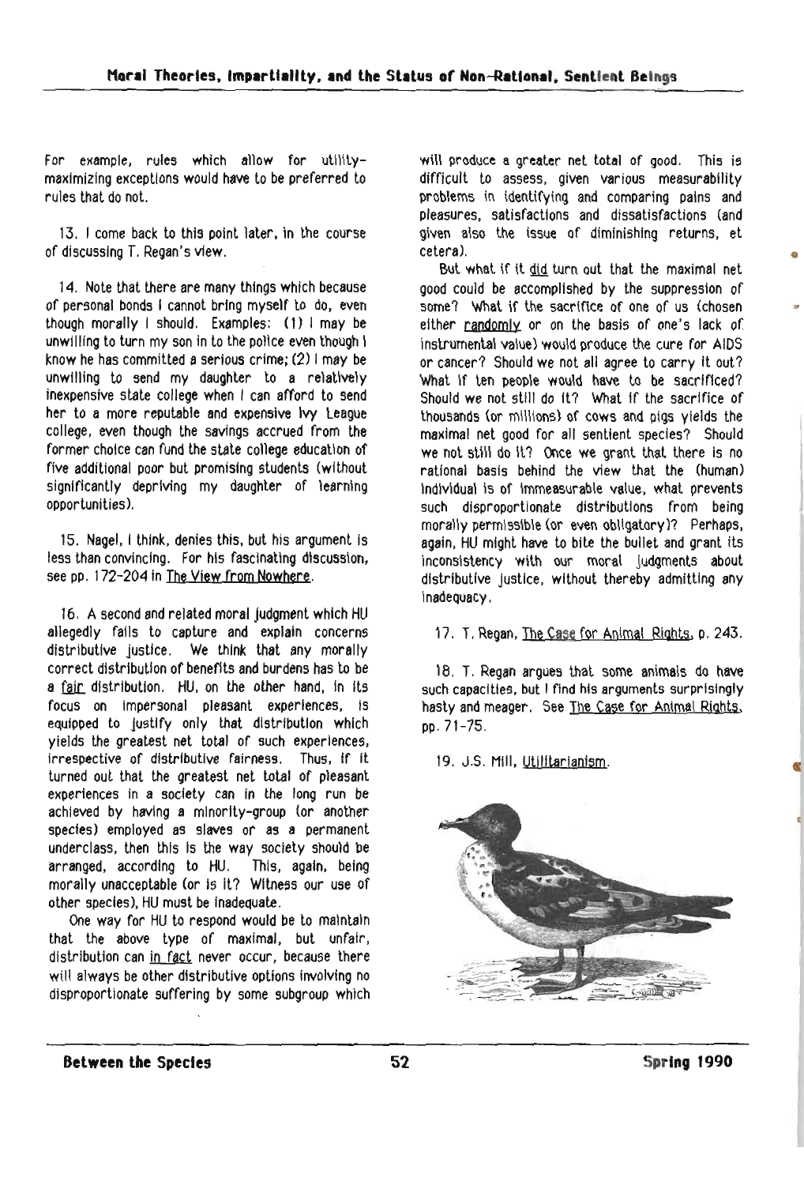For example, rules which allow for utility-maximizing exceptions would have to be preferred to rules that do not.

13. I come back to this point later, in the course of discussing T. Regan's view.

14. Note that there are many things which because of personal bonds I cannot bring myself to do, even though morally I should. Examples: (1) I may be unwilling to turn my son in to the police even though I know he has committed a serious crime; (2) I may be unwilling to send my daughter to a relatively inexpensive state college when I can afford to send her to a more reputable and expensive Ivy League college, even though the savings accrued from the former choice can fund the state college education of five additional poor but promising students (without significantly depriving my daughter of learning opportunities).

15. Nagel, I think, denies this, but his argument is less than convincing. For his fascinating discussion, see pp. 172-204 in The View from Nowhere.

16. A second and related moral judgment which HU allegedly fails to capture and explain concerns distributive justice. We think that any morally correct distribution of benefits and burdens has to be a fair distribution. HU, on the other hand, in its focus on impersonal pleasant experiences, is equipped to justify only that distribution which yields the greatest net total of such experiences, irrespective of distributive fairness. Thus, if it turned out that the greatest net total of pleasant experiences in a society can in the long run be achieved by having a minority-group (or another species) employed as slaves or as a permanent underclass, then this is the way society should be arranged, according to HU. This, again, being morally unacceptable (or is it? Witness our use of other species), HU must be inadequate.

One way for HU to respond would be to maintain that the above type of maximal, but unfair, distribution can in fact never occur, because there will always be other distributive options involving no disproportionate suffering by some subgroup which will produce a greater net total of good. This is difficult to assess, given various measurability problems in identifying and comparing pains and pleasures, satisfactions and dissatisfactions (and given also the issue of diminishing returns, et cetera).

But what if it did turn out that the maximal net good could be accomplished by the suppression of some? What if the sacrifice of one of us (chosen either randomly or on the basis of one's lack of instrumental value) would produce the cure for AIDS or cancer? Should we not all agree to carry it out? What if ten people would have to be sacrificed? Should we not still do it? What if the sacrifice of thousands (or millions) of cows and pigs yields the maximal net good for all sentient species? Should we not still do it? Once we grant that there is no rational basis behind the view that the (human) individual is of immeasurable value, what prevents such disproportionate distributions from being morally permissible (or even obligatory)? Perhaps, again, HU might have to bite the bullet and grant its inconsistency with our moral judgments about distributive justice, without thereby admitting any inadequacy.

17. T. Regan, The Case for Animal Rights, p. 243.

18. T. Regan argues that some animals do have such capacities, but I find his arguments surprisingly hasty and meager. See The Case for Animal Rights, pp. 71-75.

19. J.S. Mill, Utilitarianism.